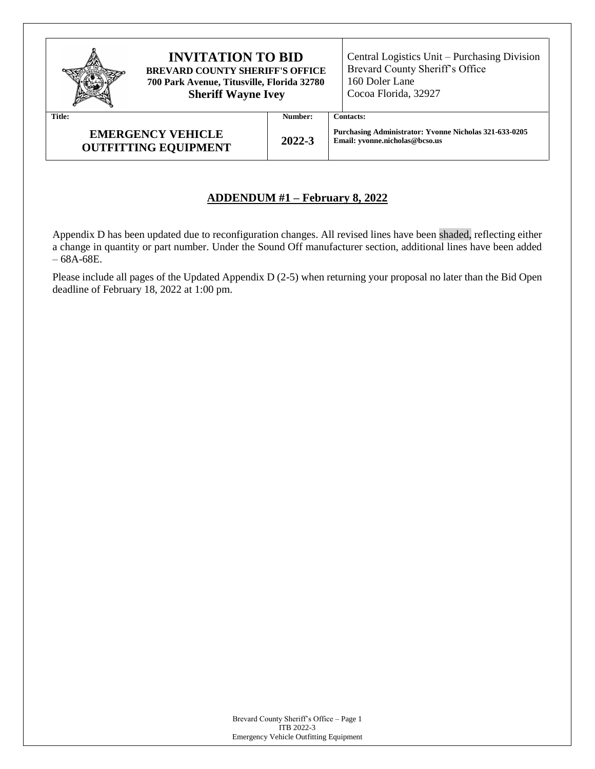| **INVITATION TO BID**<br>**BREVARD COUNTY SHERIFF'S OFFICE**<br>**700 Park Avenue, Titusville, Florida 32780**<br>**Sheriff Wayne Ivey** | | Central Logistics Unit – Purchasing Division<br>Brevard County Sheriff's Office<br>160 Doler Lane<br>Cocoa Florida, 32927 |
|---|---|---|
| **Title:**<br>**EMERGENCY VEHICLE OUTFITTING EQUIPMENT** | **Number:**<br>**2022-3** | **Contacts:**<br>**Purchasing Administrator: Yvonne Nicholas 321-633-0205**<br>**Email: yvonne.nicholas@bcso.us** |

## ADDENDUM #1 – February 8, 2022

Appendix D has been updated due to reconfiguration changes. All revised lines have been shaded, reflecting either a change in quantity or part number. Under the Sound Off manufacturer section, additional lines have been added – 68A-68E.

Please include all pages of the Updated Appendix D (2-5) when returning your proposal no later than the Bid Open deadline of February 18, 2022 at 1:00 pm.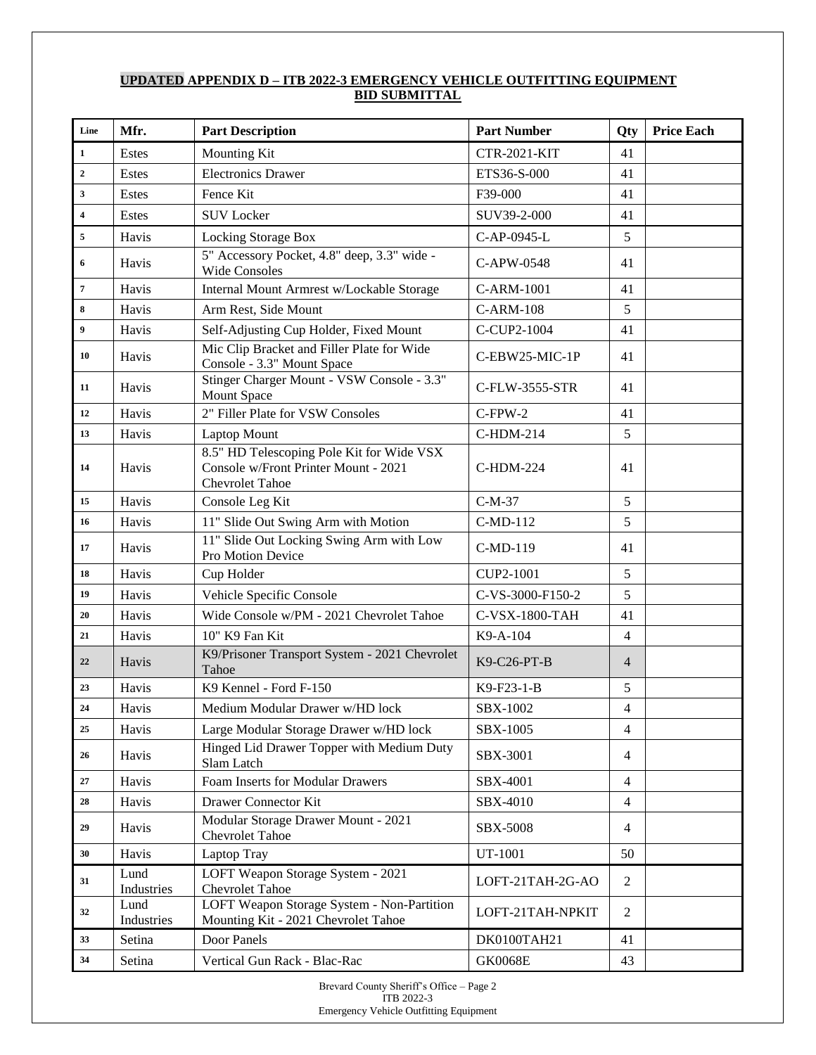**UPDATED APPENDIX D – ITB 2022-3 EMERGENCY VEHICLE OUTFITTING EQUIPMENT BID SUBMITTAL**

| Line | Mfr. | Part Description | Part Number | Qty | Price Each |
|---|---|---|---|---|---|
| 1 | Estes | Mounting Kit | CTR-2021-KIT | 41 | |
| 2 | Estes | Electronics Drawer | ETS36-S-000 | 41 | |
| 3 | Estes | Fence Kit | F39-000 | 41 | |
| 4 | Estes | SUV Locker | SUV39-2-000 | 41 | |
| 5 | Havis | Locking Storage Box | C-AP-0945-L | 5 | |
| 6 | Havis | 5" Accessory Pocket, 4.8" deep, 3.3" wide - Wide Consoles | C-APW-0548 | 41 | |
| 7 | Havis | Internal Mount Armrest w/Lockable Storage | C-ARM-1001 | 41 | |
| 8 | Havis | Arm Rest, Side Mount | C-ARM-108 | 5 | |
| 9 | Havis | Self-Adjusting Cup Holder, Fixed Mount | C-CUP2-1004 | 41 | |
| 10 | Havis | Mic Clip Bracket and Filler Plate for Wide Console - 3.3" Mount Space | C-EBW25-MIC-1P | 41 | |
| 11 | Havis | Stinger Charger Mount - VSW Console - 3.3" Mount Space | C-FLW-3555-STR | 41 | |
| 12 | Havis | 2" Filler Plate for VSW Consoles | C-FPW-2 | 41 | |
| 13 | Havis | Laptop Mount | C-HDM-214 | 5 | |
| 14 | Havis | 8.5" HD Telescoping Pole Kit for Wide VSX Console w/Front Printer Mount - 2021 Chevrolet Tahoe | C-HDM-224 | 41 | |
| 15 | Havis | Console Leg Kit | C-M-37 | 5 | |
| 16 | Havis | 11" Slide Out Swing Arm with Motion | C-MD-112 | 5 | |
| 17 | Havis | 11" Slide Out Locking Swing Arm with Low Pro Motion Device | C-MD-119 | 41 | |
| 18 | Havis | Cup Holder | CUP2-1001 | 5 | |
| 19 | Havis | Vehicle Specific Console | C-VS-3000-F150-2 | 5 | |
| 20 | Havis | Wide Console w/PM - 2021 Chevrolet Tahoe | C-VSX-1800-TAH | 41 | |
| 21 | Havis | 10" K9 Fan Kit | K9-A-104 | 4 | |
| 22 | Havis | K9/Prisoner Transport System - 2021 Chevrolet Tahoe | K9-C26-PT-B | 4 | |
| 23 | Havis | K9 Kennel - Ford F-150 | K9-F23-1-B | 5 | |
| 24 | Havis | Medium Modular Drawer w/HD lock | SBX-1002 | 4 | |
| 25 | Havis | Large Modular Storage Drawer w/HD lock | SBX-1005 | 4 | |
| 26 | Havis | Hinged Lid Drawer Topper with Medium Duty Slam Latch | SBX-3001 | 4 | |
| 27 | Havis | Foam Inserts for Modular Drawers | SBX-4001 | 4 | |
| 28 | Havis | Drawer Connector Kit | SBX-4010 | 4 | |
| 29 | Havis | Modular Storage Drawer Mount - 2021 Chevrolet Tahoe | SBX-5008 | 4 | |
| 30 | Havis | Laptop Tray | UT-1001 | 50 | |
| 31 | Lund Industries | LOFT Weapon Storage System - 2021 Chevrolet Tahoe | LOFT-21TAH-2G-AO | 2 | |
| 32 | Lund Industries | LOFT Weapon Storage System - Non-Partition Mounting Kit - 2021 Chevrolet Tahoe | LOFT-21TAH-NPKIT | 2 | |
| 33 | Setina | Door Panels | DK0100TAH21 | 41 | |
| 34 | Setina | Vertical Gun Rack - Blac-Rac | GK0068E | 43 | |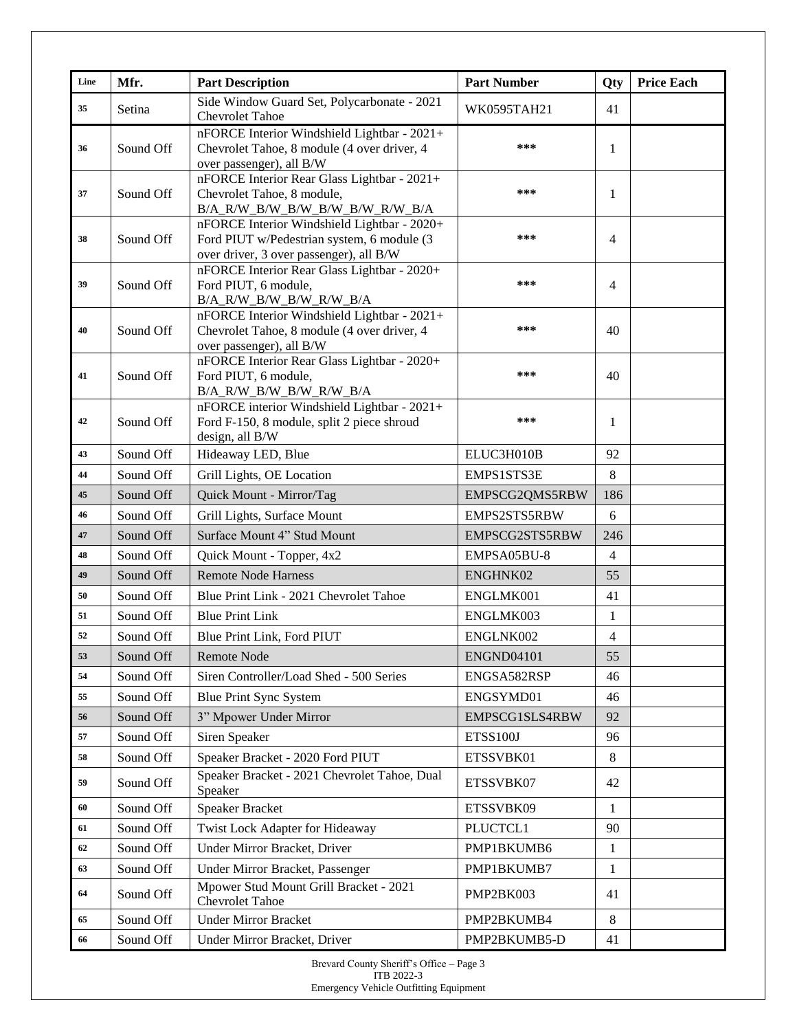| Line | Mfr. | Part Description | Part Number | Qty | Price Each |
|---|---|---|---|---|---|
| 35 | Setina | Side Window Guard Set, Polycarbonate - 2021 Chevrolet Tahoe | WK0595TAH21 | 41 | |
| 36 | Sound Off | nFORCE Interior Windshield Lightbar - 2021+ Chevrolet Tahoe, 8 module (4 over driver, 4 over passenger), all B/W | *** | 1 | |
| 37 | Sound Off | nFORCE Interior Rear Glass Lightbar - 2021+ Chevrolet Tahoe, 8 module, B/A_R/W_B/W_B/W_B/W_B/W_R/W_B/A | *** | 1 | |
| 38 | Sound Off | nFORCE Interior Windshield Lightbar - 2020+ Ford PIUT w/Pedestrian system, 6 module (3 over driver, 3 over passenger), all B/W | *** | 4 | |
| 39 | Sound Off | nFORCE Interior Rear Glass Lightbar - 2020+ Ford PIUT, 6 module, B/A_R/W_B/W_B/W_R/W_B/A | *** | 4 | |
| 40 | Sound Off | nFORCE Interior Windshield Lightbar - 2021+ Chevrolet Tahoe, 8 module (4 over driver, 4 over passenger), all B/W | *** | 40 | |
| 41 | Sound Off | nFORCE Interior Rear Glass Lightbar - 2020+ Ford PIUT, 6 module, B/A_R/W_B/W_B/W_R/W_B/A | *** | 40 | |
| 42 | Sound Off | nFORCE interior Windshield Lightbar - 2021+ Ford F-150, 8 module, split 2 piece shroud design, all B/W | *** | 1 | |
| 43 | Sound Off | Hideaway LED, Blue | ELUC3H010B | 92 | |
| 44 | Sound Off | Grill Lights, OE Location | EMPS1STS3E | 8 | |
| 45 | Sound Off | Quick Mount - Mirror/Tag | EMPSCG2QMS5RBW | 186 | |
| 46 | Sound Off | Grill Lights, Surface Mount | EMPS2STS5RBW | 6 | |
| 47 | Sound Off | Surface Mount 4" Stud Mount | EMPSCG2STS5RBW | 246 | |
| 48 | Sound Off | Quick Mount - Topper, 4x2 | EMPSA05BU-8 | 4 | |
| 49 | Sound Off | Remote Node Harness | ENGHNK02 | 55 | |
| 50 | Sound Off | Blue Print Link - 2021 Chevrolet Tahoe | ENGLMK001 | 41 | |
| 51 | Sound Off | Blue Print Link | ENGLMK003 | 1 | |
| 52 | Sound Off | Blue Print Link, Ford PIUT | ENGLNK002 | 4 | |
| 53 | Sound Off | Remote Node | ENGND04101 | 55 | |
| 54 | Sound Off | Siren Controller/Load Shed - 500 Series | ENGSA582RSP | 46 | |
| 55 | Sound Off | Blue Print Sync System | ENGSYMD01 | 46 | |
| 56 | Sound Off | 3" Mpower Under Mirror | EMPSCG1SLS4RBW | 92 | |
| 57 | Sound Off | Siren Speaker | ETSS100J | 96 | |
| 58 | Sound Off | Speaker Bracket - 2020 Ford PIUT | ETSSVBK01 | 8 | |
| 59 | Sound Off | Speaker Bracket - 2021 Chevrolet Tahoe, Dual Speaker | ETSSVBK07 | 42 | |
| 60 | Sound Off | Speaker Bracket | ETSSVBK09 | 1 | |
| 61 | Sound Off | Twist Lock Adapter for Hideaway | PLUCTCL1 | 90 | |
| 62 | Sound Off | Under Mirror Bracket, Driver | PMP1BKUMB6 | 1 | |
| 63 | Sound Off | Under Mirror Bracket, Passenger | PMP1BKUMB7 | 1 | |
| 64 | Sound Off | Mpower Stud Mount Grill Bracket - 2021 Chevrolet Tahoe | PMP2BK003 | 41 | |
| 65 | Sound Off | Under Mirror Bracket | PMP2BKUMB4 | 8 | |
| 66 | Sound Off | Under Mirror Bracket, Driver | PMP2BKUMB5-D | 41 | |

Brevard County Sheriff's Office – Page 3
ITB 2022-3
Emergency Vehicle Outfitting Equipment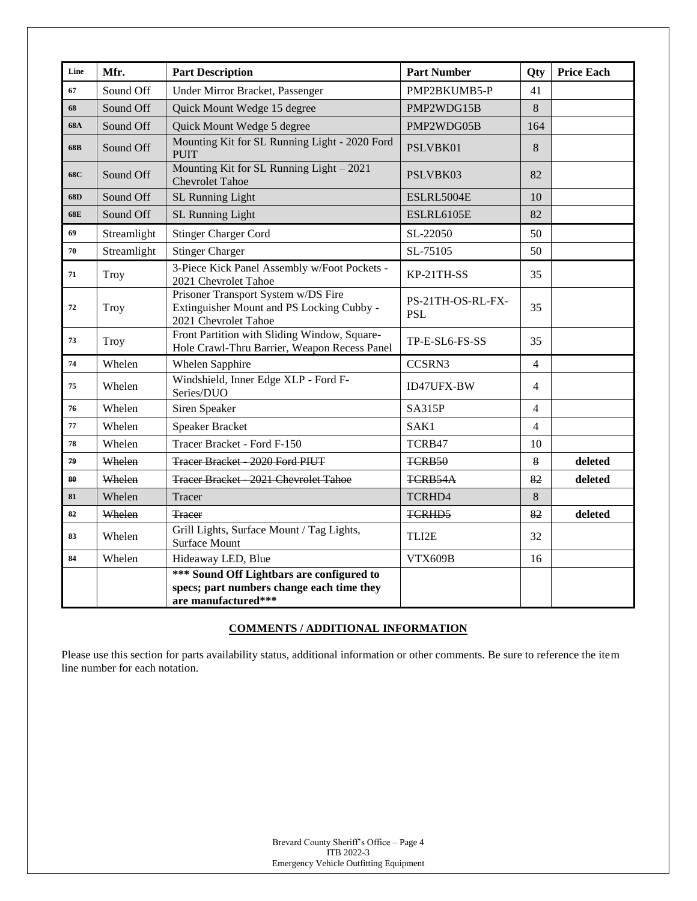| Line | Mfr. | Part Description | Part Number | Qty | Price Each |
|---|---|---|---|---|---|
| 67 | Sound Off | Under Mirror Bracket, Passenger | PMP2BKUMB5-P | 41 | |
| 68 | Sound Off | Quick Mount Wedge 15 degree | PMP2WDG15B | 8 | |
| 68A | Sound Off | Quick Mount Wedge 5 degree | PMP2WDG05B | 164 | |
| 68B | Sound Off | Mounting Kit for SL Running Light - 2020 Ford PUIT | PSLVBK01 | 8 | |
| 68C | Sound Off | Mounting Kit for SL Running Light – 2021 Chevrolet Tahoe | PSLVBK03 | 82 | |
| 68D | Sound Off | SL Running Light | ESLRL5004E | 10 | |
| 68E | Sound Off | SL Running Light | ESLRL6105E | 82 | |
| 69 | Streamlight | Stinger Charger Cord | SL-22050 | 50 | |
| 70 | Streamlight | Stinger Charger | SL-75105 | 50 | |
| 71 | Troy | 3-Piece Kick Panel Assembly w/Foot Pockets - 2021 Chevrolet Tahoe | KP-21TH-SS | 35 | |
| 72 | Troy | Prisoner Transport System w/DS Fire Extinguisher Mount and PS Locking Cubby - 2021 Chevrolet Tahoe | PS-21TH-OS-RL-FX-PSL | 35 | |
| 73 | Troy | Front Partition with Sliding Window, Square-Hole Crawl-Thru Barrier, Weapon Recess Panel | TP-E-SL6-FS-SS | 35 | |
| 74 | Whelen | Whelen Sapphire | CCSRN3 | 4 | |
| 75 | Whelen | Windshield, Inner Edge XLP - Ford F-Series/DUO | ID47UFX-BW | 4 | |
| 76 | Whelen | Siren Speaker | SA315P | 4 | |
| 77 | Whelen | Speaker Bracket | SAK1 | 4 | |
| 78 | Whelen | Tracer Bracket - Ford F-150 | TCRB47 | 10 | |
| ~~79~~ | ~~Whelen~~ | ~~Tracer Bracket - 2020 Ford PIUT~~ | ~~TCRB50~~ | ~~8~~ | **deleted** |
| ~~80~~ | ~~Whelen~~ | ~~Tracer Bracket - 2021 Chevrolet Tahoe~~ | ~~TCRB54A~~ | ~~82~~ | **deleted** |
| 81 | Whelen | Tracer | TCRHD4 | 8 | |
| ~~82~~ | ~~Whelen~~ | ~~Tracer~~ | ~~TCRHD5~~ | ~~82~~ | **deleted** |
| 83 | Whelen | Grill Lights, Surface Mount / Tag Lights, Surface Mount | TLI2E | 32 | |
| 84 | Whelen | Hideaway LED, Blue | VTX609B | 16 | |
| | | **\*\*\* Sound Off Lightbars are configured to specs; part numbers change each time they are manufactured\*\*\*** | | | |

## COMMENTS / ADDITIONAL INFORMATION

Please use this section for parts availability status, additional information or other comments. Be sure to reference the item line number for each notation.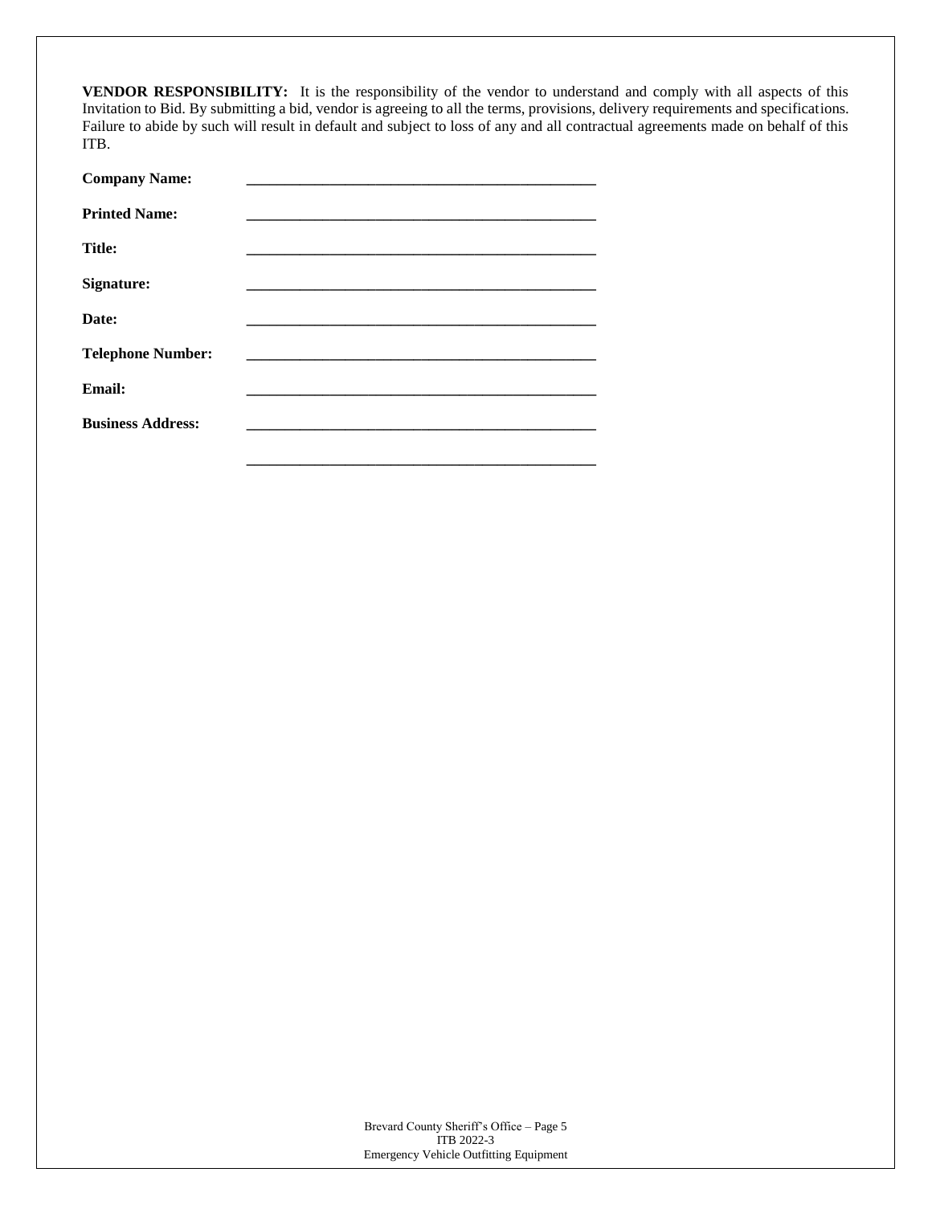**VENDOR RESPONSIBILITY:** It is the responsibility of the vendor to understand and comply with all aspects of this Invitation to Bid. By submitting a bid, vendor is agreeing to all the terms, provisions, delivery requirements and specifications. Failure to abide by such will result in default and subject to loss of any and all contractual agreements made on behalf of this ITB.

**Company Name:** ______________________________________________

**Printed Name:** ______________________________________________

**Title:** ______________________________________________

**Signature:** ______________________________________________

**Date:** ______________________________________________

**Telephone Number:** ______________________________________________

**Email:** ______________________________________________

**Business Address:** ______________________________________________

______________________________________________